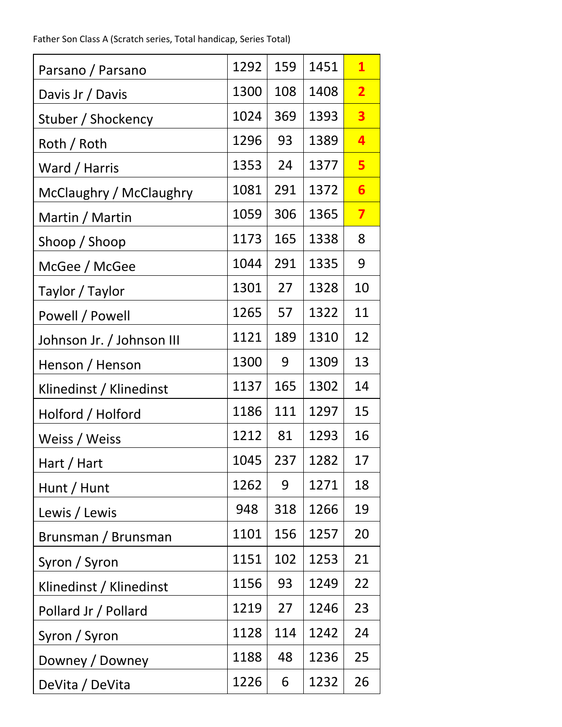Father Son Class A (Scratch series, Total handicap, Series Total)

| | | | | |
|---|---|---|---|---|
| Parsano / Parsano | 1292 | 159 | 1451 | **1** |
| Davis Jr / Davis | 1300 | 108 | 1408 | **2** |
| Stuber / Shockency | 1024 | 369 | 1393 | **3** |
| Roth / Roth | 1296 | 93 | 1389 | **4** |
| Ward / Harris | 1353 | 24 | 1377 | **5** |
| McClaughry / McClaughry | 1081 | 291 | 1372 | **6** |
| Martin / Martin | 1059 | 306 | 1365 | **7** |
| Shoop / Shoop | 1173 | 165 | 1338 | 8 |
| McGee / McGee | 1044 | 291 | 1335 | 9 |
| Taylor / Taylor | 1301 | 27 | 1328 | 10 |
| Powell / Powell | 1265 | 57 | 1322 | 11 |
| Johnson Jr. / Johnson III | 1121 | 189 | 1310 | 12 |
| Henson / Henson | 1300 | 9 | 1309 | 13 |
| Klinedinst / Klinedinst | 1137 | 165 | 1302 | 14 |
| Holford / Holford | 1186 | 111 | 1297 | 15 |
| Weiss / Weiss | 1212 | 81 | 1293 | 16 |
| Hart / Hart | 1045 | 237 | 1282 | 17 |
| Hunt / Hunt | 1262 | 9 | 1271 | 18 |
| Lewis / Lewis | 948 | 318 | 1266 | 19 |
| Brunsman / Brunsman | 1101 | 156 | 1257 | 20 |
| Syron / Syron | 1151 | 102 | 1253 | 21 |
| Klinedinst / Klinedinst | 1156 | 93 | 1249 | 22 |
| Pollard Jr / Pollard | 1219 | 27 | 1246 | 23 |
| Syron / Syron | 1128 | 114 | 1242 | 24 |
| Downey / Downey | 1188 | 48 | 1236 | 25 |
| DeVita / DeVita | 1226 | 6 | 1232 | 26 |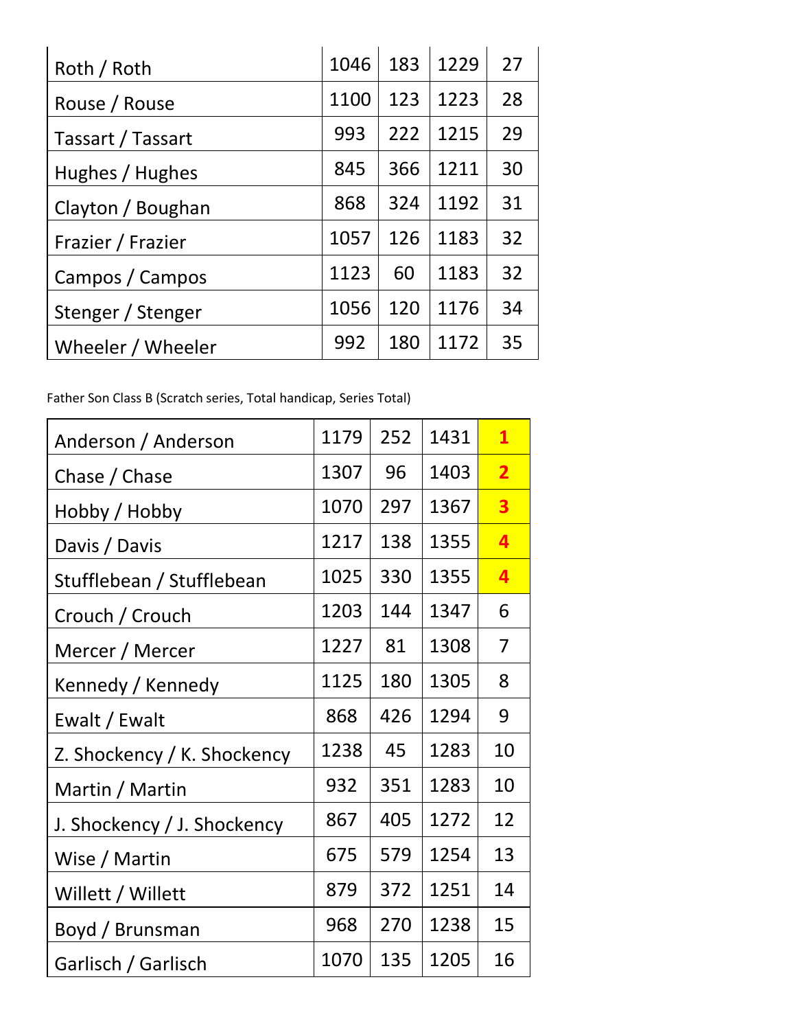| | | | | |
|---|---|---|---|---|
| Roth / Roth | 1046 | 183 | 1229 | 27 |
| Rouse / Rouse | 1100 | 123 | 1223 | 28 |
| Tassart / Tassart | 993 | 222 | 1215 | 29 |
| Hughes / Hughes | 845 | 366 | 1211 | 30 |
| Clayton / Boughan | 868 | 324 | 1192 | 31 |
| Frazier / Frazier | 1057 | 126 | 1183 | 32 |
| Campos / Campos | 1123 | 60 | 1183 | 32 |
| Stenger / Stenger | 1056 | 120 | 1176 | 34 |
| Wheeler / Wheeler | 992 | 180 | 1172 | 35 |

Father Son Class B (Scratch series, Total handicap, Series Total)

| | | | | |
|---|---|---|---|---|
| Anderson / Anderson | 1179 | 252 | 1431 | **1** |
| Chase / Chase | 1307 | 96 | 1403 | **2** |
| Hobby / Hobby | 1070 | 297 | 1367 | **3** |
| Davis / Davis | 1217 | 138 | 1355 | **4** |
| Stufflebean / Stufflebean | 1025 | 330 | 1355 | **4** |
| Crouch / Crouch | 1203 | 144 | 1347 | 6 |
| Mercer / Mercer | 1227 | 81 | 1308 | 7 |
| Kennedy / Kennedy | 1125 | 180 | 1305 | 8 |
| Ewalt / Ewalt | 868 | 426 | 1294 | 9 |
| Z. Shockency / K. Shockency | 1238 | 45 | 1283 | 10 |
| Martin / Martin | 932 | 351 | 1283 | 10 |
| J. Shockency / J. Shockency | 867 | 405 | 1272 | 12 |
| Wise / Martin | 675 | 579 | 1254 | 13 |
| Willett / Willett | 879 | 372 | 1251 | 14 |
| Boyd / Brunsman | 968 | 270 | 1238 | 15 |
| Garlisch / Garlisch | 1070 | 135 | 1205 | 16 |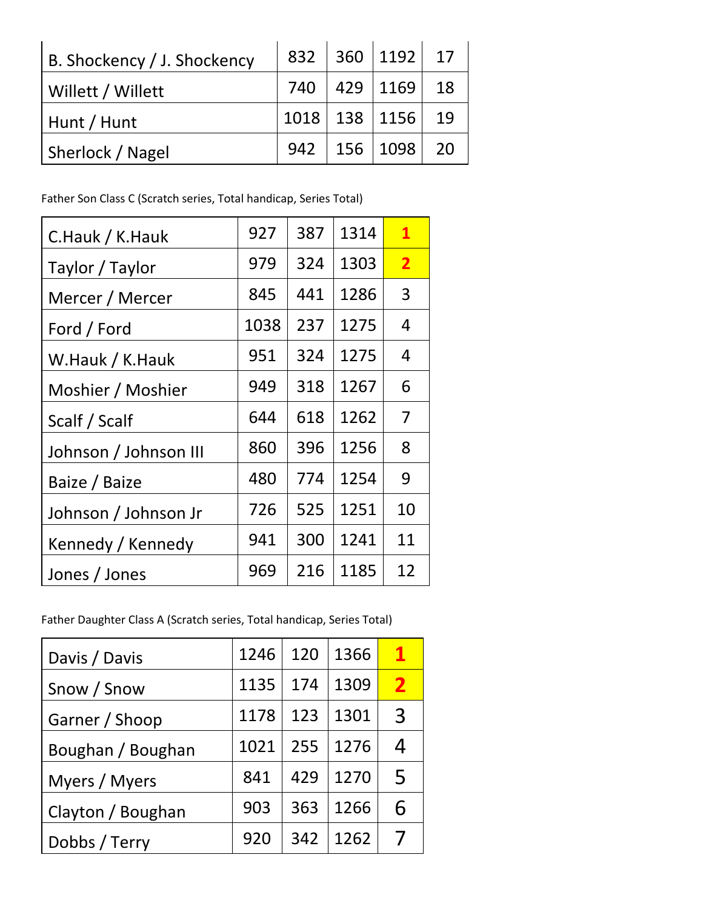| | | | | |
|---|---|---|---|---|
| B. Shockency / J. Shockency | 832 | 360 | 1192 | 17 |
| Willett / Willett | 740 | 429 | 1169 | 18 |
| Hunt / Hunt | 1018 | 138 | 1156 | 19 |
| Sherlock / Nagel | 942 | 156 | 1098 | 20 |

Father Son Class C (Scratch series, Total handicap, Series Total)

| | | | | |
|---|---|---|---|---|
| C.Hauk / K.Hauk | 927 | 387 | 1314 | **1** |
| Taylor / Taylor | 979 | 324 | 1303 | **2** |
| Mercer / Mercer | 845 | 441 | 1286 | 3 |
| Ford / Ford | 1038 | 237 | 1275 | 4 |
| W.Hauk / K.Hauk | 951 | 324 | 1275 | 4 |
| Moshier / Moshier | 949 | 318 | 1267 | 6 |
| Scalf / Scalf | 644 | 618 | 1262 | 7 |
| Johnson / Johnson III | 860 | 396 | 1256 | 8 |
| Baize / Baize | 480 | 774 | 1254 | 9 |
| Johnson / Johnson Jr | 726 | 525 | 1251 | 10 |
| Kennedy / Kennedy | 941 | 300 | 1241 | 11 |
| Jones / Jones | 969 | 216 | 1185 | 12 |

Father Daughter Class A (Scratch series, Total handicap, Series Total)

| | | | | |
|---|---|---|---|---|
| Davis / Davis | 1246 | 120 | 1366 | **1** |
| Snow / Snow | 1135 | 174 | 1309 | **2** |
| Garner / Shoop | 1178 | 123 | 1301 | 3 |
| Boughan / Boughan | 1021 | 255 | 1276 | 4 |
| Myers / Myers | 841 | 429 | 1270 | 5 |
| Clayton / Boughan | 903 | 363 | 1266 | 6 |
| Dobbs / Terry | 920 | 342 | 1262 | 7 |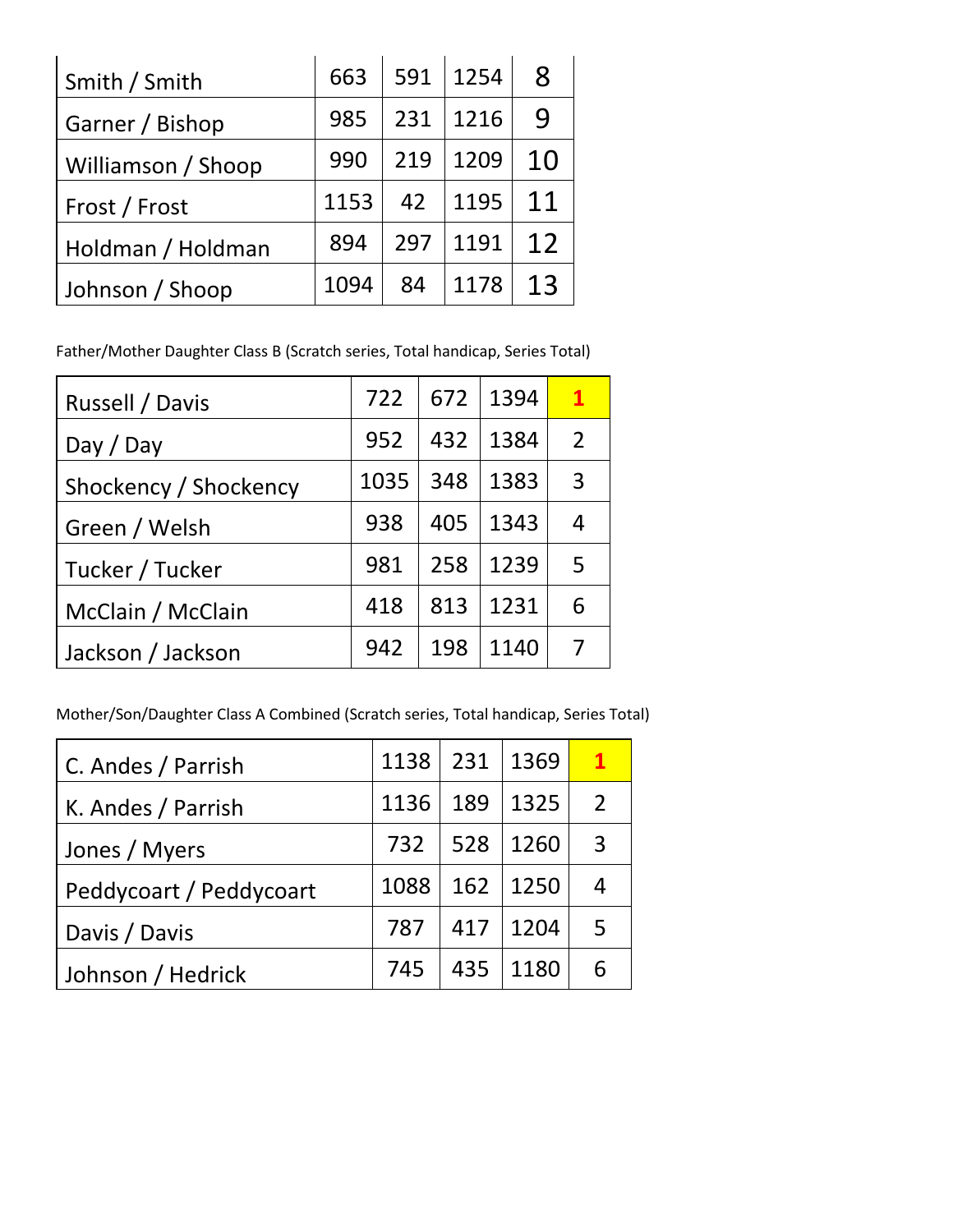| | | | | |
|---|---|---|---|---|
| Smith / Smith | 663 | 591 | 1254 | 8 |
| Garner / Bishop | 985 | 231 | 1216 | 9 |
| Williamson / Shoop | 990 | 219 | 1209 | 10 |
| Frost / Frost | 1153 | 42 | 1195 | 11 |
| Holdman / Holdman | 894 | 297 | 1191 | 12 |
| Johnson / Shoop | 1094 | 84 | 1178 | 13 |

Father/Mother Daughter Class B (Scratch series, Total handicap, Series Total)

| | | | | |
|---|---|---|---|---|
| Russell / Davis | 722 | 672 | 1394 | **1** |
| Day / Day | 952 | 432 | 1384 | 2 |
| Shockency / Shockency | 1035 | 348 | 1383 | 3 |
| Green / Welsh | 938 | 405 | 1343 | 4 |
| Tucker / Tucker | 981 | 258 | 1239 | 5 |
| McClain / McClain | 418 | 813 | 1231 | 6 |
| Jackson / Jackson | 942 | 198 | 1140 | 7 |

Mother/Son/Daughter Class A Combined (Scratch series, Total handicap, Series Total)

| | | | | |
|---|---|---|---|---|
| C. Andes / Parrish | 1138 | 231 | 1369 | **1** |
| K. Andes / Parrish | 1136 | 189 | 1325 | 2 |
| Jones / Myers | 732 | 528 | 1260 | 3 |
| Peddycoart / Peddycoart | 1088 | 162 | 1250 | 4 |
| Davis / Davis | 787 | 417 | 1204 | 5 |
| Johnson / Hedrick | 745 | 435 | 1180 | 6 |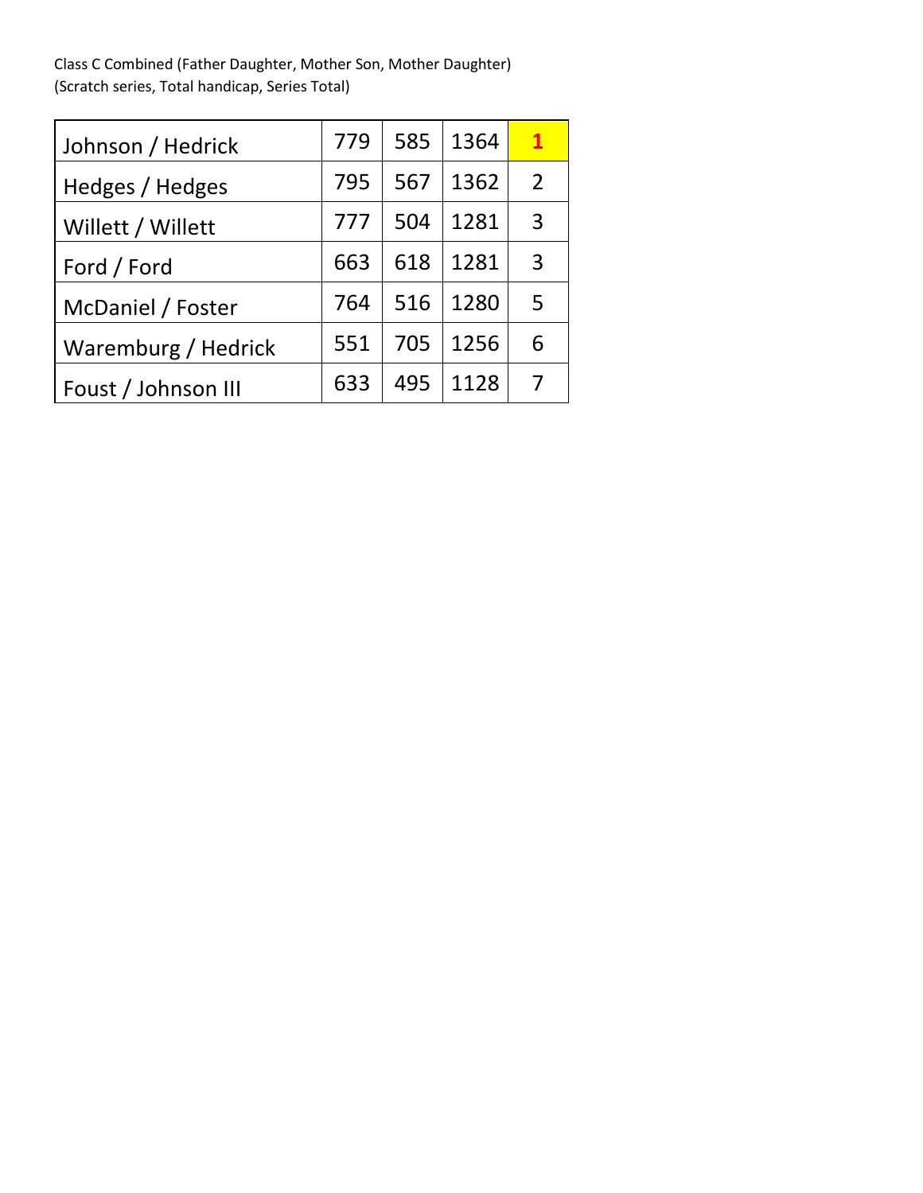Class C Combined (Father Daughter, Mother Son, Mother Daughter)
(Scratch series, Total handicap, Series Total)

| | | | | |
|---|---|---|---|---|
| Johnson / Hedrick | 779 | 585 | 1364 | **1** |
| Hedges / Hedges | 795 | 567 | 1362 | 2 |
| Willett / Willett | 777 | 504 | 1281 | 3 |
| Ford / Ford | 663 | 618 | 1281 | 3 |
| McDaniel / Foster | 764 | 516 | 1280 | 5 |
| Waremburg / Hedrick | 551 | 705 | 1256 | 6 |
| Foust / Johnson III | 633 | 495 | 1128 | 7 |